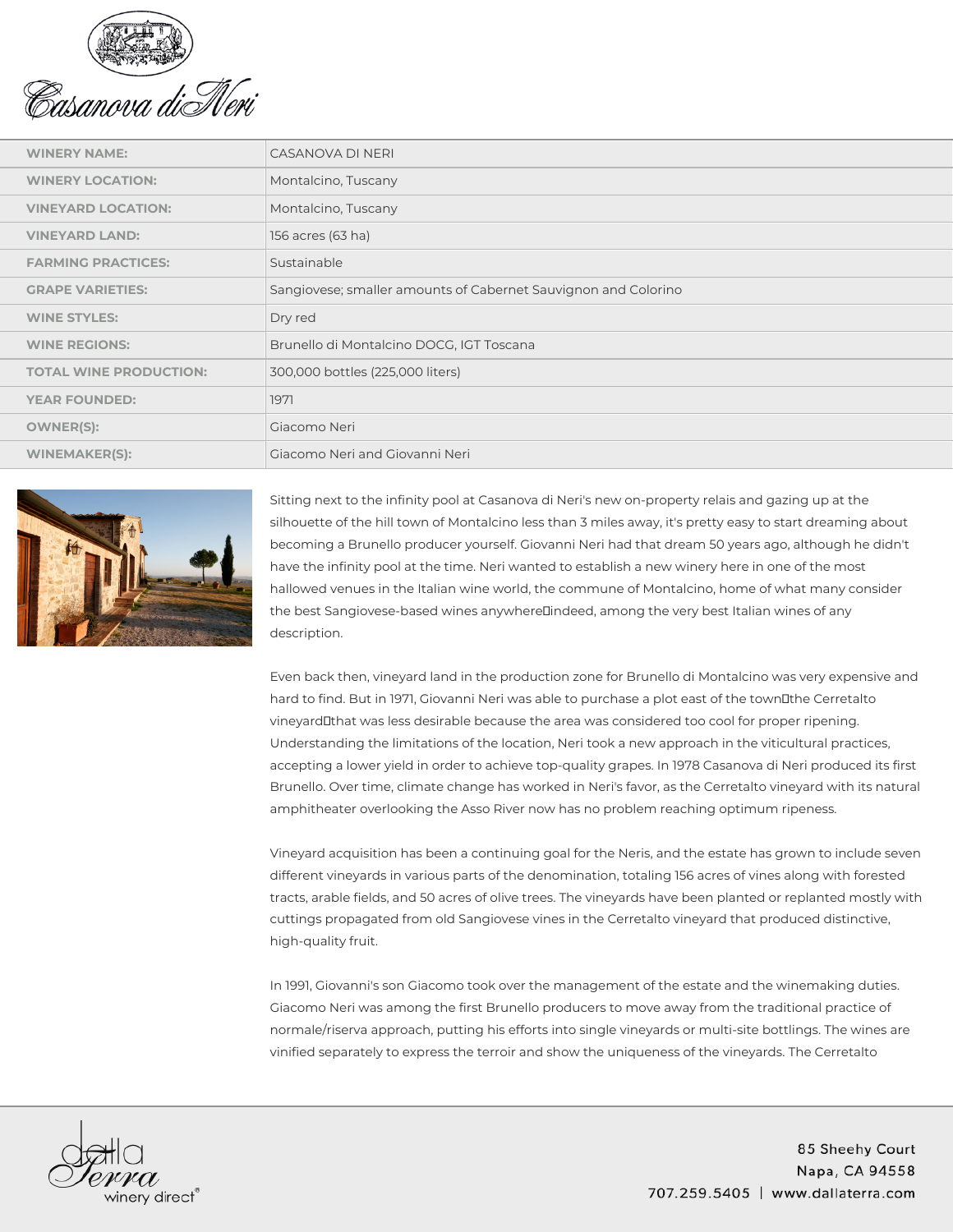# Casanova di Neri

| WINERY NAME: | CASANOVA DI NERI |
| --- | --- |
| WINERY LOCATION: | Montalcino, Tuscany |
| VINEYARD LOCATION: | Montalcino, Tuscany |
| VINEYARD LAND: | 156 acres (63 ha) |
| FARMING PRACTICES: | Sustainable |
| GRAPE VARIETIES: | Sangiovese; smaller amounts of Cabernet Sauvignon and Colorino |
| WINE STYLES: | Dry red |
| WINE REGIONS: | Brunello di Montalcino DOCG, IGT Toscana |
| TOTAL WINE PRODUCTION: | 300,000 bottles (225,000 liters) |
| YEAR FOUNDED: | 1971 |
| OWNER(S): | Giacomo Neri |
| WINEMAKER(S): | Giacomo Neri and Giovanni Neri |

Sitting next to the infinity pool at Casanova di Neri's new on-property relais and gazing up at the silhouette of the hill town of Montalcino less than 3 miles away, it's pretty easy to start dreaming about becoming a Brunello producer yourself. Giovanni Neri had that dream 50 years ago, although he didn't have the infinity pool at the time. Neri wanted to establish a new winery here in one of the most hallowed venues in the Italian wine world, the commune of Montalcino, home of what many consider the best Sangiovese-based wines anywhere—indeed, among the very best Italian wines of any description.

Even back then, vineyard land in the production zone for Brunello di Montalcino was very expensive and hard to find. But in 1971, Giovanni Neri was able to purchase a plot east of the town—the Cerretalto vineyard—that was less desirable because the area was considered too cool for proper ripening. Understanding the limitations of the location, Neri took a new approach in the viticultural practices, accepting a lower yield in order to achieve top-quality grapes. In 1978 Casanova di Neri produced its first Brunello. Over time, climate change has worked in Neri's favor, as the Cerretalto vineyard with its natural amphitheater overlooking the Asso River now has no problem reaching optimum ripeness.

Vineyard acquisition has been a continuing goal for the Neris, and the estate has grown to include seven different vineyards in various parts of the denomination, totaling 156 acres of vines along with forested tracts, arable fields, and 50 acres of olive trees. The vineyards have been planted or replanted mostly with cuttings propagated from old Sangiovese vines in the Cerretalto vineyard that produced distinctive, high-quality fruit.

In 1991, Giovanni's son Giacomo took over the management of the estate and the winemaking duties. Giacomo Neri was among the first Brunello producers to move away from the traditional practice of normale/riserva approach, putting his efforts into single vineyards or multi-site bottlings. The wines are vinified separately to express the terroir and show the uniqueness of the vineyards. The Cerretalto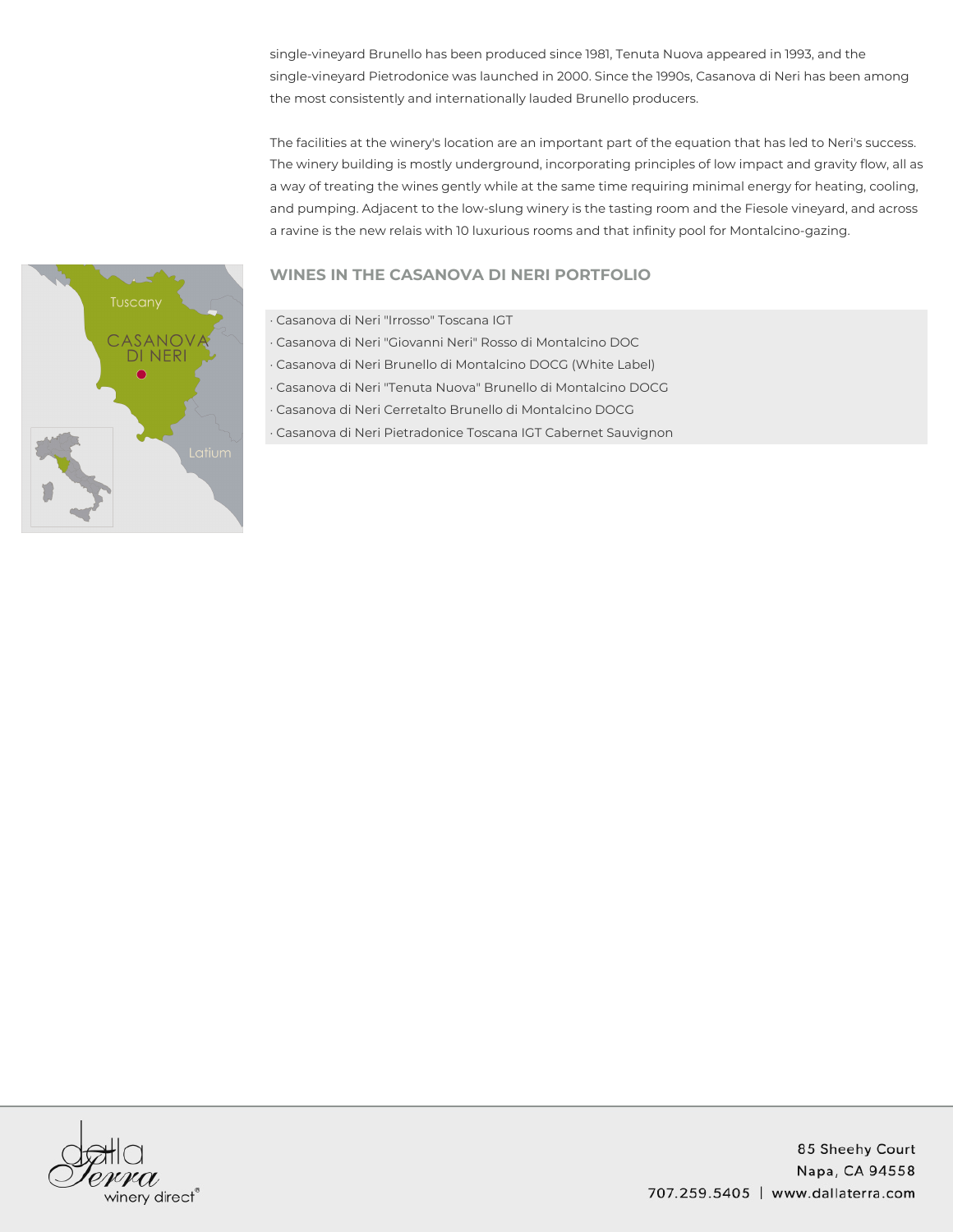single-vineyard Brunello has been produced since 1981, Tenuta Nuova appeared in 1993, and the single-vineyard Pietrodonice was launched in 2000. Since the 1990s, Casanova di Neri has been among the most consistently and internationally lauded Brunello producers.

The facilities at the winery's location are an important part of the equation that has led to Neri's success. The winery building is mostly underground, incorporating principles of low impact and gravity flow, all as a way of treating the wines gently while at the same time requiring minimal energy for heating, cooling, and pumping. Adjacent to the low-slung winery is the tasting room and the Fiesole vineyard, and across a ravine is the new relais with 10 luxurious rooms and that infinity pool for Montalcino-gazing.

Tuscany

CASANOVA DI NERI

Latium

## WINES IN THE CASANOVA DI NERI PORTFOLIO

- Casanova di Neri "Irrosso" Toscana IGT
- Casanova di Neri "Giovanni Neri" Rosso di Montalcino DOC
- Casanova di Neri Brunello di Montalcino DOCG (White Label)
- Casanova di Neri "Tenuta Nuova" Brunello di Montalcino DOCG
- Casanova di Neri Cerretalto Brunello di Montalcino DOCG
- Casanova di Neri Pietradonice Toscana IGT Cabernet Sauvignon

dalla Terra winery direct®

85 Sheehy Court
Napa, CA 94558
707.259.5405 | www.dallaterra.com